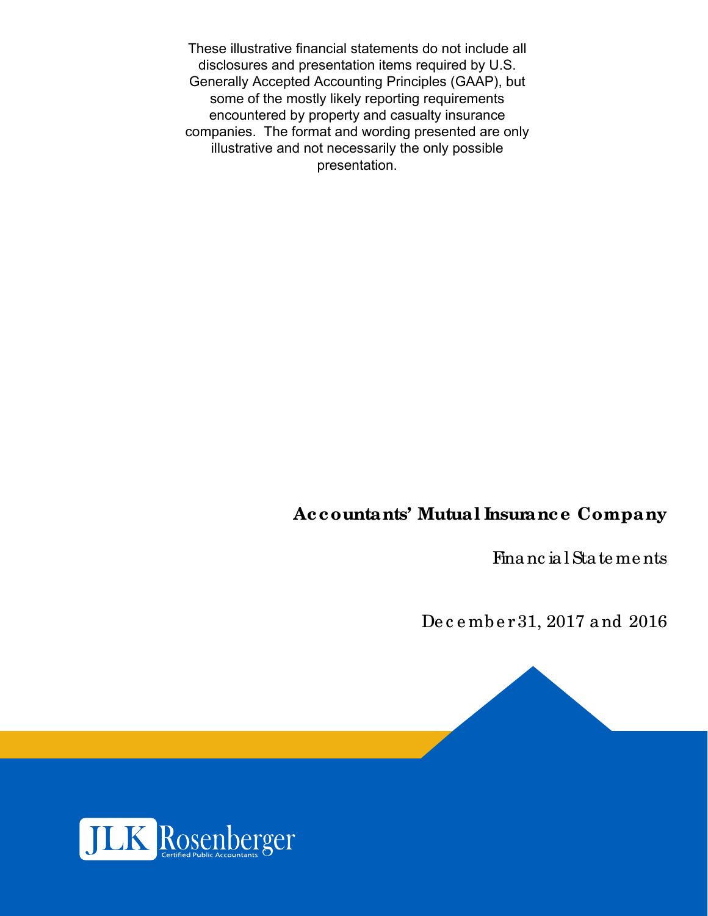These illustrative financial statements do not include all disclosures and presentation items required by U.S. Generally Accepted Accounting Principles (GAAP), but some of the mostly likely reporting requirements encountered by property and casualty insurance companies. The format and wording presented are only illustrative and not necessarily the only possible presentation.

# Accountants' Mutual Insurance Company

## Financial Statements

December 31, 2017 and 2016

JLK Rosenberger
Certified Public Accountants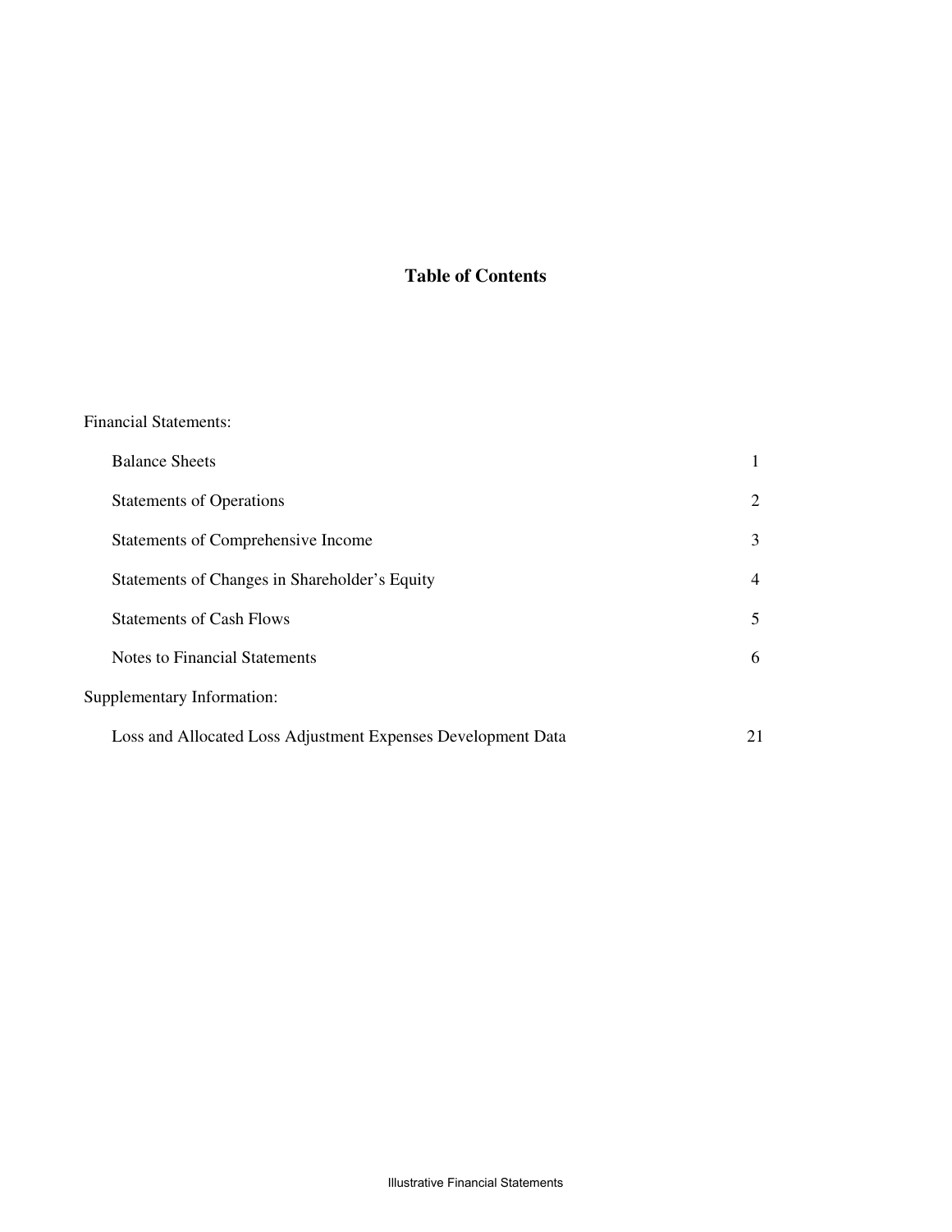## Table of Contents

| | |
|---|---|
| Financial Statements: | |
| Balance Sheets | 1 |
| Statements of Operations | 2 |
| Statements of Comprehensive Income | 3 |
| Statements of Changes in Shareholder's Equity | 4 |
| Statements of Cash Flows | 5 |
| Notes to Financial Statements | 6 |
| Supplementary Information: | |
| Loss and Allocated Loss Adjustment Expenses Development Data | 21 |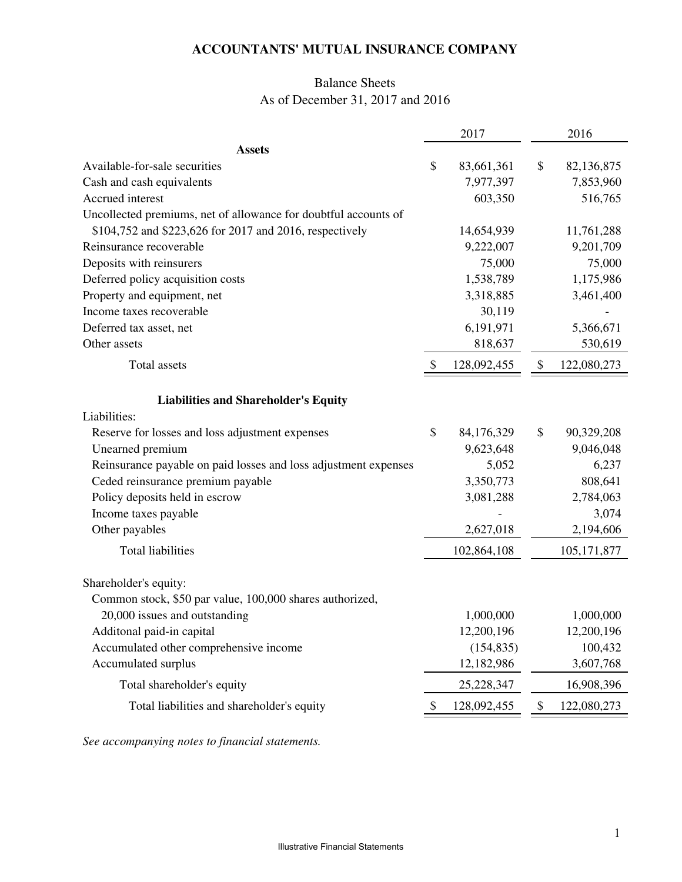# ACCOUNTANTS' MUTUAL INSURANCE COMPANY

## Balance Sheets
As of December 31, 2017 and 2016

| | 2017 | 2016 |
|---|---|---|
| **Assets** | | |
| Available-for-sale securities | $ 83,661,361 | $ 82,136,875 |
| Cash and cash equivalents | 7,977,397 | 7,853,960 |
| Accrued interest | 603,350 | 516,765 |
| Uncollected premiums, net of allowance for doubtful accounts of $104,752 and $223,626 for 2017 and 2016, respectively | 14,654,939 | 11,761,288 |
| Reinsurance recoverable | 9,222,007 | 9,201,709 |
| Deposits with reinsurers | 75,000 | 75,000 |
| Deferred policy acquisition costs | 1,538,789 | 1,175,986 |
| Property and equipment, net | 3,318,885 | 3,461,400 |
| Income taxes recoverable | 30,119 | - |
| Deferred tax asset, net | 6,191,971 | 5,366,671 |
| Other assets | 818,637 | 530,619 |
| Total assets | $ 128,092,455 | $ 122,080,273 |
| **Liabilities and Shareholder's Equity** | | |
| Liabilities: | | |
| Reserve for losses and loss adjustment expenses | $ 84,176,329 | $ 90,329,208 |
| Unearned premium | 9,623,648 | 9,046,048 |
| Reinsurance payable on paid losses and loss adjustment expenses | 5,052 | 6,237 |
| Ceded reinsurance premium payable | 3,350,773 | 808,641 |
| Policy deposits held in escrow | 3,081,288 | 2,784,063 |
| Income taxes payable | - | 3,074 |
| Other payables | 2,627,018 | 2,194,606 |
| Total liabilities | 102,864,108 | 105,171,877 |
| Shareholder's equity: | | |
| Common stock, $50 par value, 100,000 shares authorized, 20,000 issues and outstanding | 1,000,000 | 1,000,000 |
| Additonal paid-in capital | 12,200,196 | 12,200,196 |
| Accumulated other comprehensive income | (154,835) | 100,432 |
| Accumulated surplus | 12,182,986 | 3,607,768 |
| Total shareholder's equity | 25,228,347 | 16,908,396 |
| Total liabilities and shareholder's equity | $ 128,092,455 | $ 122,080,273 |

*See accompanying notes to financial statements.*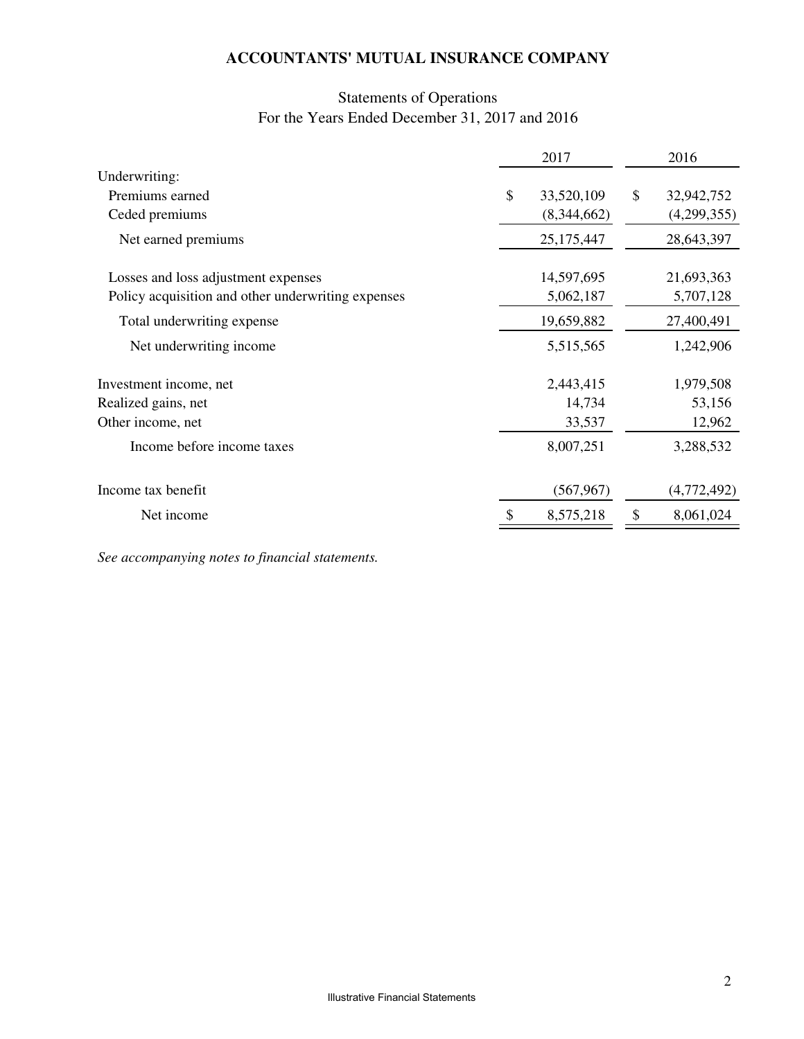# ACCOUNTANTS' MUTUAL INSURANCE COMPANY

## Statements of Operations
For the Years Ended December 31, 2017 and 2016

| | 2017 | 2016 |
|---|---|---|
| Underwriting: | | |
| Premiums earned | $ 33,520,109 | $ 32,942,752 |
| Ceded premiums | (8,344,662) | (4,299,355) |
| Net earned premiums | 25,175,447 | 28,643,397 |
| Losses and loss adjustment expenses | 14,597,695 | 21,693,363 |
| Policy acquisition and other underwriting expenses | 5,062,187 | 5,707,128 |
| Total underwriting expense | 19,659,882 | 27,400,491 |
| Net underwriting income | 5,515,565 | 1,242,906 |
| Investment income, net | 2,443,415 | 1,979,508 |
| Realized gains, net | 14,734 | 53,156 |
| Other income, net | 33,537 | 12,962 |
| Income before income taxes | 8,007,251 | 3,288,532 |
| Income tax benefit | (567,967) | (4,772,492) |
| Net income | $ 8,575,218 | $ 8,061,024 |

*See accompanying notes to financial statements.*

Illustrative Financial Statements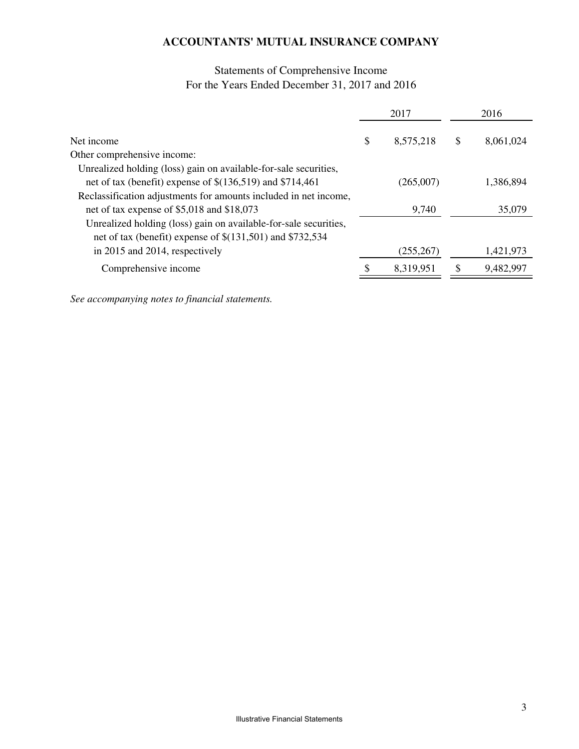# ACCOUNTANTS' MUTUAL INSURANCE COMPANY

## Statements of Comprehensive Income
For the Years Ended December 31, 2017 and 2016

| | 2017 | 2016 |
|---|---|---|
| Net income | $ 8,575,218 | $ 8,061,024 |
| Other comprehensive income: | | |
| Unrealized holding (loss) gain on available-for-sale securities, net of tax (benefit) expense of $(136,519) and $714,461 | (265,007) | 1,386,894 |
| Reclassification adjustments for amounts included in net income, net of tax expense of $5,018 and $18,073 | 9,740 | 35,079 |
| Unrealized holding (loss) gain on available-for-sale securities, net of tax (benefit) expense of $(131,501) and $732,534 in 2015 and 2014, respectively | (255,267) | 1,421,973 |
| Comprehensive income | $ 8,319,951 | $ 9,482,997 |

*See accompanying notes to financial statements.*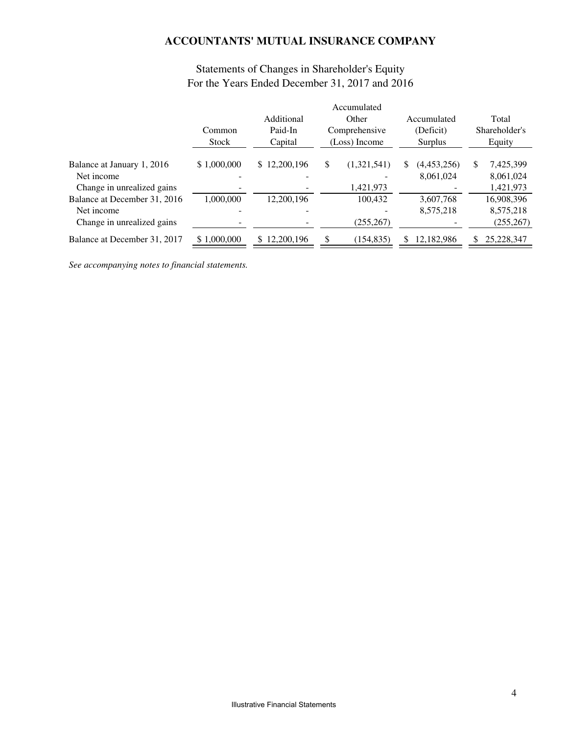## ACCOUNTANTS' MUTUAL INSURANCE COMPANY

### Statements of Changes in Shareholder's Equity
### For the Years Ended December 31, 2017 and 2016

| | Common Stock | Additional Paid-In Capital | Accumulated Other Comprehensive (Loss) Income | Accumulated (Deficit) Surplus | Total Shareholder's Equity |
|---|---|---|---|---|---|
| Balance at January 1, 2016 | $ 1,000,000 | $ 12,200,196 | $ (1,321,541) | $ (4,453,256) | $ 7,425,399 |
| Net income | - | - | - | 8,061,024 | 8,061,024 |
| Change in unrealized gains | - | - | 1,421,973 | - | 1,421,973 |
| Balance at December 31, 2016 | 1,000,000 | 12,200,196 | 100,432 | 3,607,768 | 16,908,396 |
| Net income | - | - | - | 8,575,218 | 8,575,218 |
| Change in unrealized gains | - | - | (255,267) | - | (255,267) |
| Balance at December 31, 2017 | $ 1,000,000 | $ 12,200,196 | $ (154,835) | $ 12,182,986 | $ 25,228,347 |

*See accompanying notes to financial statements.*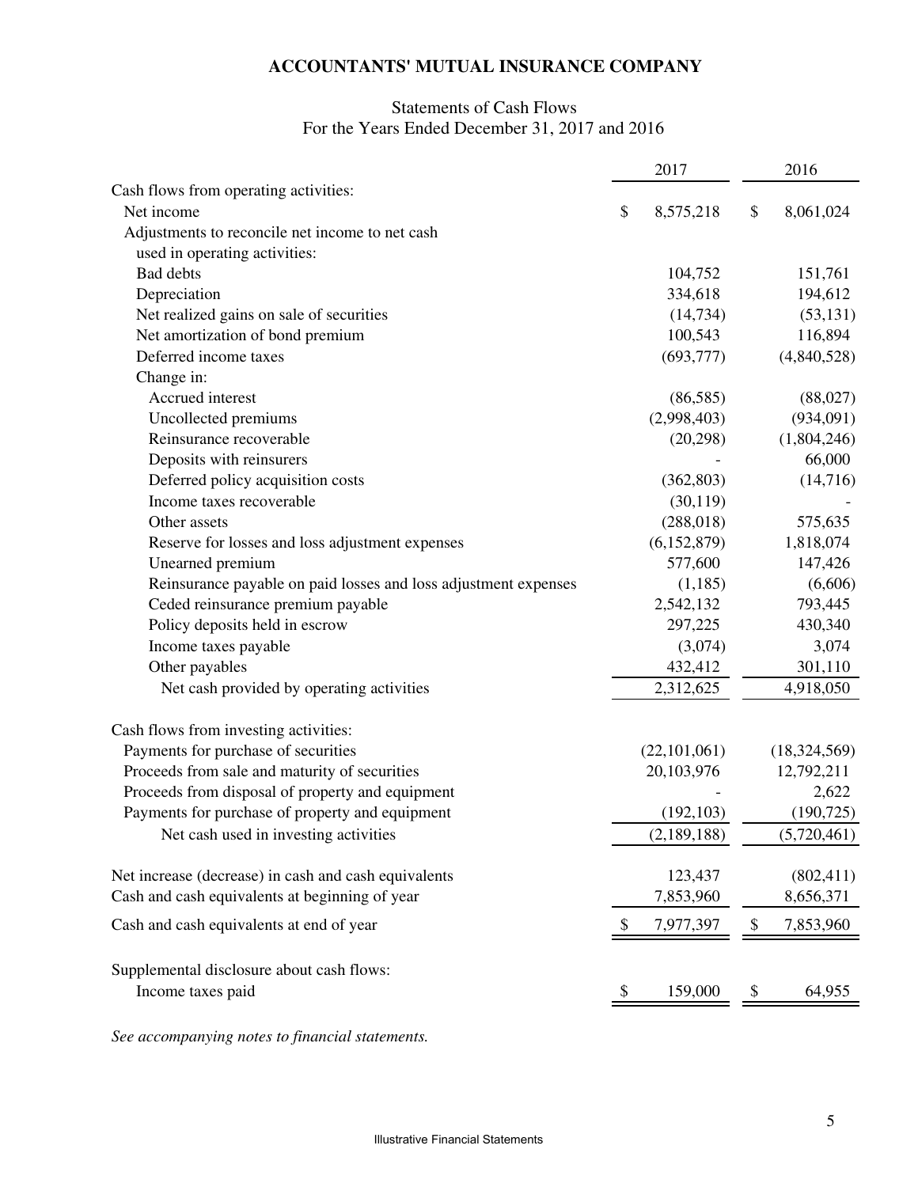# ACCOUNTANTS' MUTUAL INSURANCE COMPANY

## Statements of Cash Flows
For the Years Ended December 31, 2017 and 2016

| | 2017 | 2016 |
|---|---|---|
| Cash flows from operating activities: | | |
| Net income | $ 8,575,218 | $ 8,061,024 |
| Adjustments to reconcile net income to net cash used in operating activities: | | |
| Bad debts | 104,752 | 151,761 |
| Depreciation | 334,618 | 194,612 |
| Net realized gains on sale of securities | (14,734) | (53,131) |
| Net amortization of bond premium | 100,543 | 116,894 |
| Deferred income taxes | (693,777) | (4,840,528) |
| Change in: | | |
| Accrued interest | (86,585) | (88,027) |
| Uncollected premiums | (2,998,403) | (934,091) |
| Reinsurance recoverable | (20,298) | (1,804,246) |
| Deposits with reinsurers | - | 66,000 |
| Deferred policy acquisition costs | (362,803) | (14,716) |
| Income taxes recoverable | (30,119) | - |
| Other assets | (288,018) | 575,635 |
| Reserve for losses and loss adjustment expenses | (6,152,879) | 1,818,074 |
| Unearned premium | 577,600 | 147,426 |
| Reinsurance payable on paid losses and loss adjustment expenses | (1,185) | (6,606) |
| Ceded reinsurance premium payable | 2,542,132 | 793,445 |
| Policy deposits held in escrow | 297,225 | 430,340 |
| Income taxes payable | (3,074) | 3,074 |
| Other payables | 432,412 | 301,110 |
| Net cash provided by operating activities | 2,312,625 | 4,918,050 |
| Cash flows from investing activities: | | |
| Payments for purchase of securities | (22,101,061) | (18,324,569) |
| Proceeds from sale and maturity of securities | 20,103,976 | 12,792,211 |
| Proceeds from disposal of property and equipment | - | 2,622 |
| Payments for purchase of property and equipment | (192,103) | (190,725) |
| Net cash used in investing activities | (2,189,188) | (5,720,461) |
| Net increase (decrease) in cash and cash equivalents | 123,437 | (802,411) |
| Cash and cash equivalents at beginning of year | 7,853,960 | 8,656,371 |
| Cash and cash equivalents at end of year | $ 7,977,397 | $ 7,853,960 |
| Supplemental disclosure about cash flows: | | |
| Income taxes paid | $ 159,000 | $ 64,955 |

*See accompanying notes to financial statements.*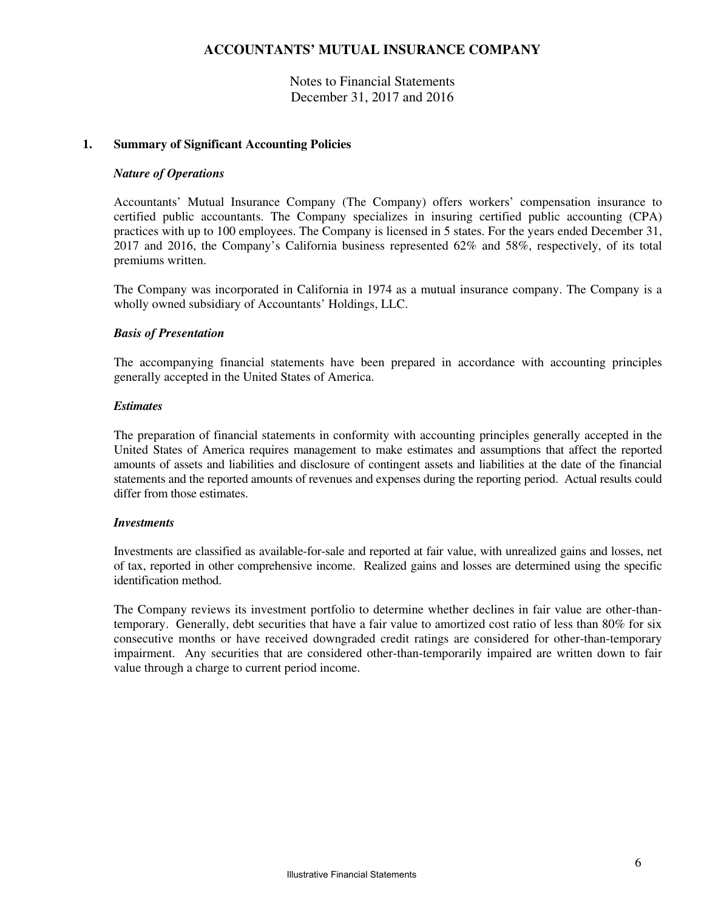# ACCOUNTANTS' MUTUAL INSURANCE COMPANY

Notes to Financial Statements
December 31, 2017 and 2016

## 1. Summary of Significant Accounting Policies

### *Nature of Operations*

Accountants' Mutual Insurance Company (The Company) offers workers' compensation insurance to certified public accountants. The Company specializes in insuring certified public accounting (CPA) practices with up to 100 employees. The Company is licensed in 5 states. For the years ended December 31, 2017 and 2016, the Company's California business represented 62% and 58%, respectively, of its total premiums written.

The Company was incorporated in California in 1974 as a mutual insurance company. The Company is a wholly owned subsidiary of Accountants' Holdings, LLC.

### *Basis of Presentation*

The accompanying financial statements have been prepared in accordance with accounting principles generally accepted in the United States of America.

### *Estimates*

The preparation of financial statements in conformity with accounting principles generally accepted in the United States of America requires management to make estimates and assumptions that affect the reported amounts of assets and liabilities and disclosure of contingent assets and liabilities at the date of the financial statements and the reported amounts of revenues and expenses during the reporting period. Actual results could differ from those estimates.

### *Investments*

Investments are classified as available-for-sale and reported at fair value, with unrealized gains and losses, net of tax, reported in other comprehensive income. Realized gains and losses are determined using the specific identification method.

The Company reviews its investment portfolio to determine whether declines in fair value are other-than-temporary. Generally, debt securities that have a fair value to amortized cost ratio of less than 80% for six consecutive months or have received downgraded credit ratings are considered for other-than-temporary impairment. Any securities that are considered other-than-temporarily impaired are written down to fair value through a charge to current period income.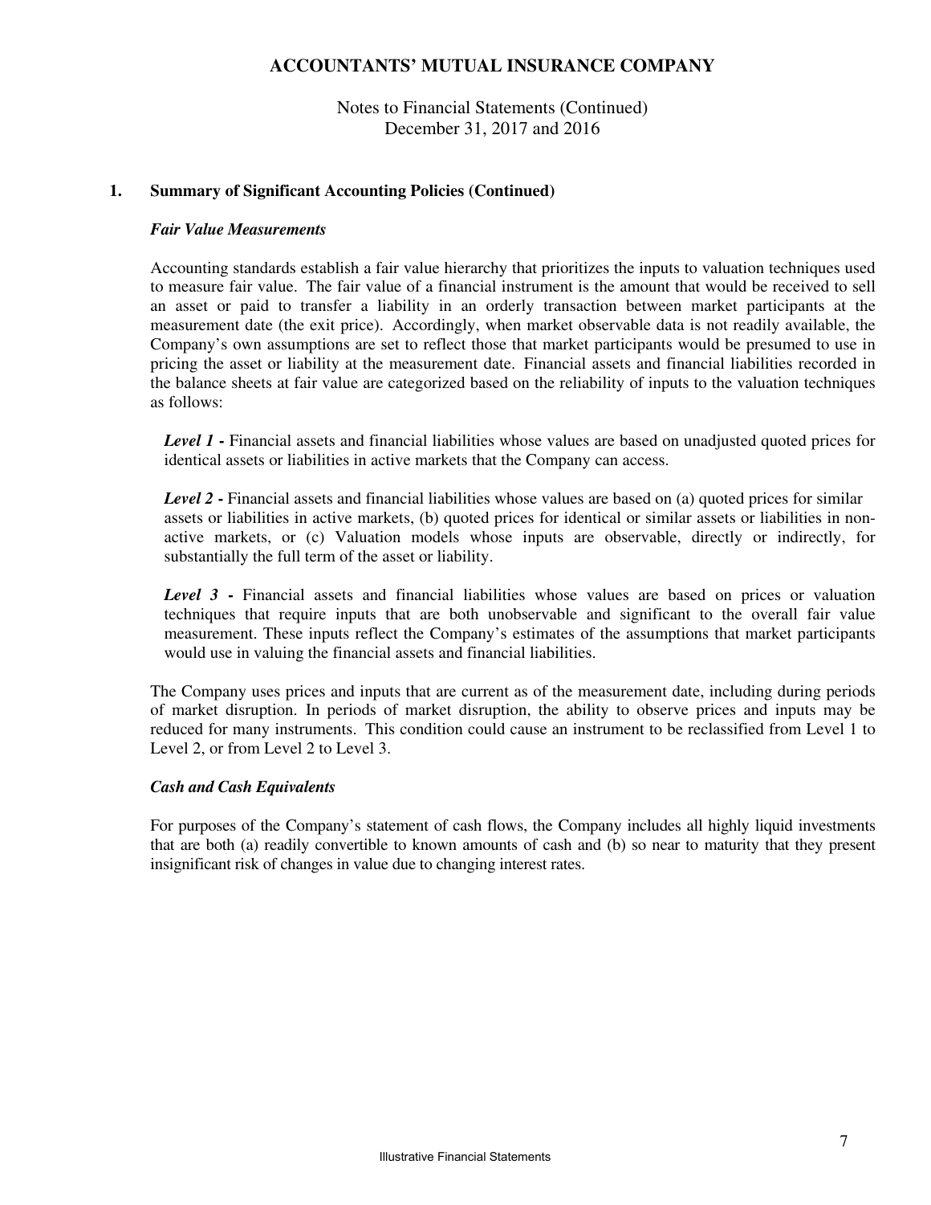# ACCOUNTANTS' MUTUAL INSURANCE COMPANY

Notes to Financial Statements (Continued)
December 31, 2017 and 2016

## 1. Summary of Significant Accounting Policies (Continued)

### *Fair Value Measurements*

Accounting standards establish a fair value hierarchy that prioritizes the inputs to valuation techniques used to measure fair value. The fair value of a financial instrument is the amount that would be received to sell an asset or paid to transfer a liability in an orderly transaction between market participants at the measurement date (the exit price). Accordingly, when market observable data is not readily available, the Company's own assumptions are set to reflect those that market participants would be presumed to use in pricing the asset or liability at the measurement date. Financial assets and financial liabilities recorded in the balance sheets at fair value are categorized based on the reliability of inputs to the valuation techniques as follows:

***Level 1*** **-** Financial assets and financial liabilities whose values are based on unadjusted quoted prices for identical assets or liabilities in active markets that the Company can access.

***Level 2*** **-** Financial assets and financial liabilities whose values are based on (a) quoted prices for similar assets or liabilities in active markets, (b) quoted prices for identical or similar assets or liabilities in non-active markets, or (c) Valuation models whose inputs are observable, directly or indirectly, for substantially the full term of the asset or liability.

***Level 3*** **-** Financial assets and financial liabilities whose values are based on prices or valuation techniques that require inputs that are both unobservable and significant to the overall fair value measurement. These inputs reflect the Company's estimates of the assumptions that market participants would use in valuing the financial assets and financial liabilities.

The Company uses prices and inputs that are current as of the measurement date, including during periods of market disruption. In periods of market disruption, the ability to observe prices and inputs may be reduced for many instruments. This condition could cause an instrument to be reclassified from Level 1 to Level 2, or from Level 2 to Level 3.

### *Cash and Cash Equivalents*

For purposes of the Company's statement of cash flows, the Company includes all highly liquid investments that are both (a) readily convertible to known amounts of cash and (b) so near to maturity that they present insignificant risk of changes in value due to changing interest rates.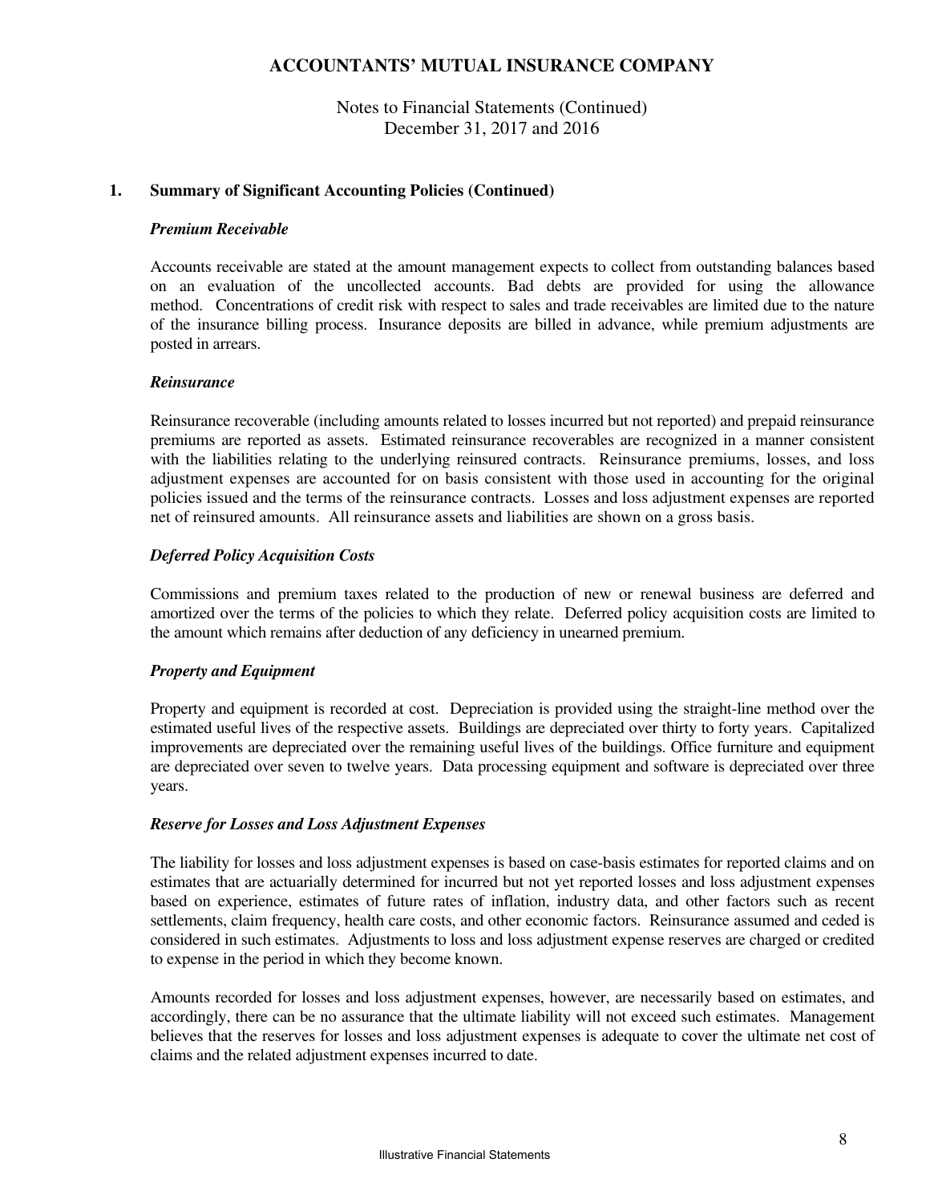# ACCOUNTANTS' MUTUAL INSURANCE COMPANY

Notes to Financial Statements (Continued)
December 31, 2017 and 2016

## 1. Summary of Significant Accounting Policies (Continued)

### *Premium Receivable*

Accounts receivable are stated at the amount management expects to collect from outstanding balances based on an evaluation of the uncollected accounts. Bad debts are provided for using the allowance method. Concentrations of credit risk with respect to sales and trade receivables are limited due to the nature of the insurance billing process. Insurance deposits are billed in advance, while premium adjustments are posted in arrears.

### *Reinsurance*

Reinsurance recoverable (including amounts related to losses incurred but not reported) and prepaid reinsurance premiums are reported as assets. Estimated reinsurance recoverables are recognized in a manner consistent with the liabilities relating to the underlying reinsured contracts. Reinsurance premiums, losses, and loss adjustment expenses are accounted for on basis consistent with those used in accounting for the original policies issued and the terms of the reinsurance contracts. Losses and loss adjustment expenses are reported net of reinsured amounts. All reinsurance assets and liabilities are shown on a gross basis.

### *Deferred Policy Acquisition Costs*

Commissions and premium taxes related to the production of new or renewal business are deferred and amortized over the terms of the policies to which they relate. Deferred policy acquisition costs are limited to the amount which remains after deduction of any deficiency in unearned premium.

### *Property and Equipment*

Property and equipment is recorded at cost. Depreciation is provided using the straight-line method over the estimated useful lives of the respective assets. Buildings are depreciated over thirty to forty years. Capitalized improvements are depreciated over the remaining useful lives of the buildings. Office furniture and equipment are depreciated over seven to twelve years. Data processing equipment and software is depreciated over three years.

### *Reserve for Losses and Loss Adjustment Expenses*

The liability for losses and loss adjustment expenses is based on case-basis estimates for reported claims and on estimates that are actuarially determined for incurred but not yet reported losses and loss adjustment expenses based on experience, estimates of future rates of inflation, industry data, and other factors such as recent settlements, claim frequency, health care costs, and other economic factors. Reinsurance assumed and ceded is considered in such estimates. Adjustments to loss and loss adjustment expense reserves are charged or credited to expense in the period in which they become known.

Amounts recorded for losses and loss adjustment expenses, however, are necessarily based on estimates, and accordingly, there can be no assurance that the ultimate liability will not exceed such estimates. Management believes that the reserves for losses and loss adjustment expenses is adequate to cover the ultimate net cost of claims and the related adjustment expenses incurred to date.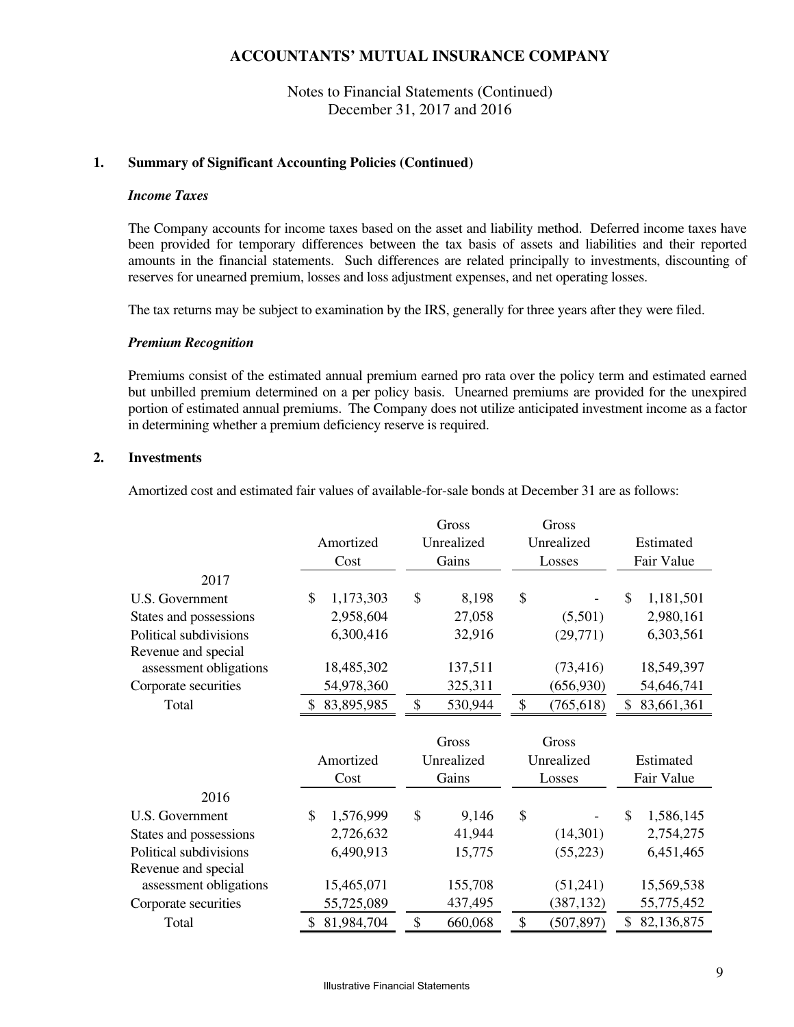# ACCOUNTANTS' MUTUAL INSURANCE COMPANY

Notes to Financial Statements (Continued)
December 31, 2017 and 2016

**1. Summary of Significant Accounting Policies (Continued)**

***Income Taxes***

The Company accounts for income taxes based on the asset and liability method. Deferred income taxes have been provided for temporary differences between the tax basis of assets and liabilities and their reported amounts in the financial statements. Such differences are related principally to investments, discounting of reserves for unearned premium, losses and loss adjustment expenses, and net operating losses.

The tax returns may be subject to examination by the IRS, generally for three years after they were filed.

***Premium Recognition***

Premiums consist of the estimated annual premium earned pro rata over the policy term and estimated earned but unbilled premium determined on a per policy basis. Unearned premiums are provided for the unexpired portion of estimated annual premiums. The Company does not utilize anticipated investment income as a factor in determining whether a premium deficiency reserve is required.

**2. Investments**

Amortized cost and estimated fair values of available-for-sale bonds at December 31 are as follows:

| | Amortized Cost | Gross Unrealized Gains | Gross Unrealized Losses | Estimated Fair Value |
|---|---|---|---|---|
| 2017 | | | | |
| U.S. Government | $ 1,173,303 | $ 8,198 | $ - | $ 1,181,501 |
| States and possessions | 2,958,604 | 27,058 | (5,501) | 2,980,161 |
| Political subdivisions | 6,300,416 | 32,916 | (29,771) | 6,303,561 |
| Revenue and special assessment obligations | 18,485,302 | 137,511 | (73,416) | 18,549,397 |
| Corporate securities | 54,978,360 | 325,311 | (656,930) | 54,646,741 |
| Total | $ 83,895,985 | $ 530,944 | $ (765,618) | $ 83,661,361 |

| | Amortized Cost | Gross Unrealized Gains | Gross Unrealized Losses | Estimated Fair Value |
|---|---|---|---|---|
| 2016 | | | | |
| U.S. Government | $ 1,576,999 | $ 9,146 | $ - | $ 1,586,145 |
| States and possessions | 2,726,632 | 41,944 | (14,301) | 2,754,275 |
| Political subdivisions | 6,490,913 | 15,775 | (55,223) | 6,451,465 |
| Revenue and special assessment obligations | 15,465,071 | 155,708 | (51,241) | 15,569,538 |
| Corporate securities | 55,725,089 | 437,495 | (387,132) | 55,775,452 |
| Total | $ 81,984,704 | $ 660,068 | $ (507,897) | $ 82,136,875 |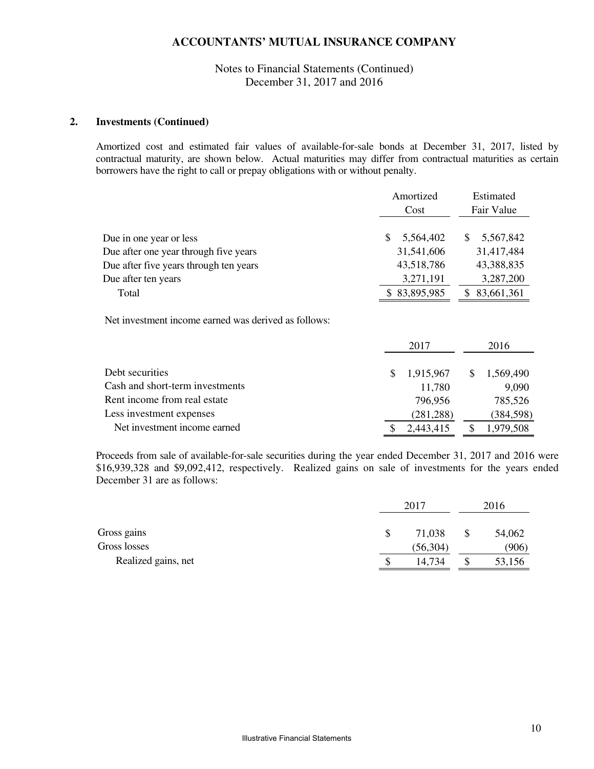## 2. Investments (Continued)

Amortized cost and estimated fair values of available-for-sale bonds at December 31, 2017, listed by contractual maturity, are shown below. Actual maturities may differ from contractual maturities as certain borrowers have the right to call or prepay obligations with or without penalty.

| | Amortized Cost | Estimated Fair Value |
|---|---|---|
| Due in one year or less | $ 5,564,402 | $ 5,567,842 |
| Due after one year through five years | 31,541,606 | 31,417,484 |
| Due after five years through ten years | 43,518,786 | 43,388,835 |
| Due after ten years | 3,271,191 | 3,287,200 |
| Total | $ 83,895,985 | $ 83,661,361 |

Net investment income earned was derived as follows:

| | 2017 | 2016 |
|---|---|---|
| Debt securities | $ 1,915,967 | $ 1,569,490 |
| Cash and short-term investments | 11,780 | 9,090 |
| Rent income from real estate | 796,956 | 785,526 |
| Less investment expenses | (281,288) | (384,598) |
| Net investment income earned | $ 2,443,415 | $ 1,979,508 |

Proceeds from sale of available-for-sale securities during the year ended December 31, 2017 and 2016 were $16,939,328 and $9,092,412, respectively. Realized gains on sale of investments for the years ended December 31 are as follows:

| | 2017 | 2016 |
|---|---|---|
| Gross gains | $ 71,038 | $ 54,062 |
| Gross losses | (56,304) | (906) |
| Realized gains, net | $ 14,734 | $ 53,156 |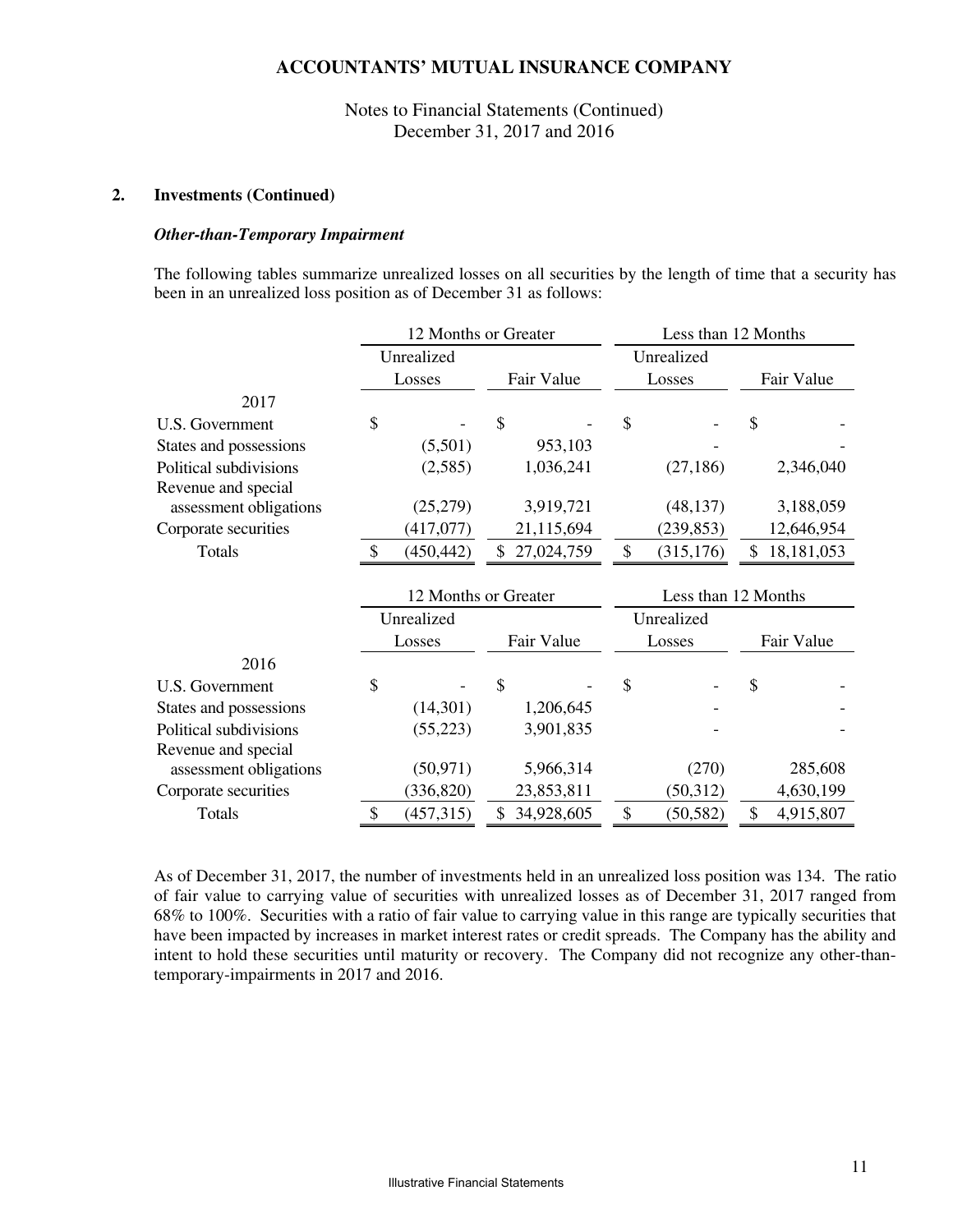**ACCOUNTANTS' MUTUAL INSURANCE COMPANY**

Notes to Financial Statements (Continued)
December 31, 2017 and 2016

## 2. Investments (Continued)

***Other-than-Temporary Impairment***

The following tables summarize unrealized losses on all securities by the length of time that a security has been in an unrealized loss position as of December 31 as follows:

| | 12 Months or Greater | | Less than 12 Months | |
|---|---|---|---|---|
| | Unrealized Losses | Fair Value | Unrealized Losses | Fair Value |
| **2017** | | | | |
| U.S. Government | $ - | $ - | $ - | $ - |
| States and possessions | (5,501) | 953,103 | - | - |
| Political subdivisions | (2,585) | 1,036,241 | (27,186) | 2,346,040 |
| Revenue and special assessment obligations | (25,279) | 3,919,721 | (48,137) | 3,188,059 |
| Corporate securities | (417,077) | 21,115,694 | (239,853) | 12,646,954 |
| Totals | $ (450,442) | $ 27,024,759 | $ (315,176) | $ 18,181,053 |

| | 12 Months or Greater | | Less than 12 Months | |
|---|---|---|---|---|
| | Unrealized Losses | Fair Value | Unrealized Losses | Fair Value |
| **2016** | | | | |
| U.S. Government | $ - | $ - | $ - | $ - |
| States and possessions | (14,301) | 1,206,645 | - | - |
| Political subdivisions | (55,223) | 3,901,835 | - | - |
| Revenue and special assessment obligations | (50,971) | 5,966,314 | (270) | 285,608 |
| Corporate securities | (336,820) | 23,853,811 | (50,312) | 4,630,199 |
| Totals | $ (457,315) | $ 34,928,605 | $ (50,582) | $ 4,915,807 |

As of December 31, 2017, the number of investments held in an unrealized loss position was 134. The ratio of fair value to carrying value of securities with unrealized losses as of December 31, 2017 ranged from 68% to 100%. Securities with a ratio of fair value to carrying value in this range are typically securities that have been impacted by increases in market interest rates or credit spreads. The Company has the ability and intent to hold these securities until maturity or recovery. The Company did not recognize any other-than-temporary-impairments in 2017 and 2016.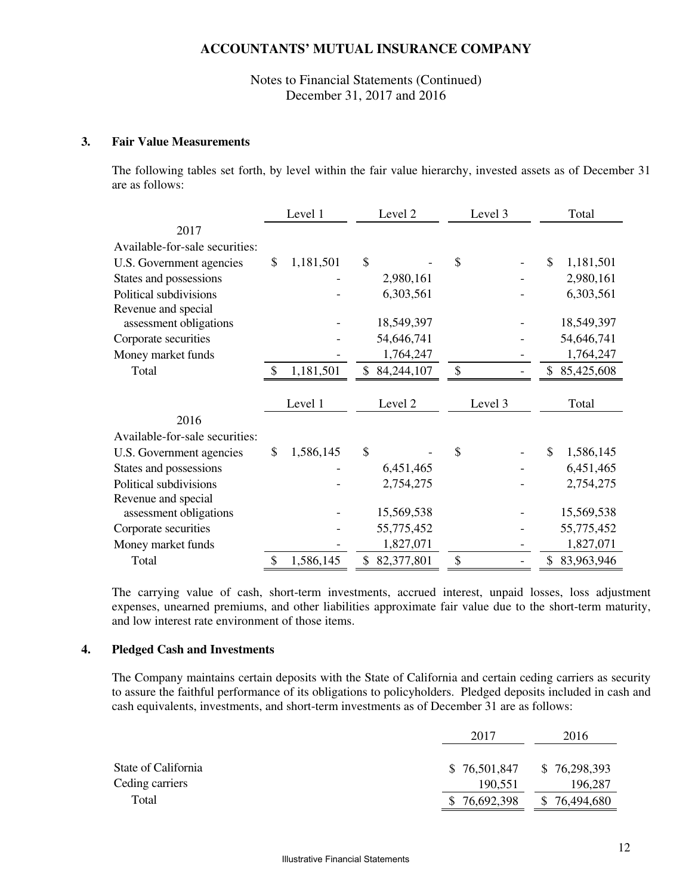# ACCOUNTANTS' MUTUAL INSURANCE COMPANY

Notes to Financial Statements (Continued)
December 31, 2017 and 2016

## 3. Fair Value Measurements

The following tables set forth, by level within the fair value hierarchy, invested assets as of December 31 are as follows:

| | Level 1 | Level 2 | Level 3 | Total |
|---|---|---|---|---|
| 2017 | | | | |
| Available-for-sale securities: | | | | |
| U.S. Government agencies | $ 1,181,501 | $ - | $ - | $ 1,181,501 |
| States and possessions | - | 2,980,161 | - | 2,980,161 |
| Political subdivisions | - | 6,303,561 | - | 6,303,561 |
| Revenue and special assessment obligations | - | 18,549,397 | - | 18,549,397 |
| Corporate securities | - | 54,646,741 | - | 54,646,741 |
| Money market funds | - | 1,764,247 | - | 1,764,247 |
| Total | $ 1,181,501 | $ 84,244,107 | $ - | $ 85,425,608 |

| | Level 1 | Level 2 | Level 3 | Total |
|---|---|---|---|---|
| 2016 | | | | |
| Available-for-sale securities: | | | | |
| U.S. Government agencies | $ 1,586,145 | $ - | $ - | $ 1,586,145 |
| States and possessions | - | 6,451,465 | - | 6,451,465 |
| Political subdivisions | - | 2,754,275 | - | 2,754,275 |
| Revenue and special assessment obligations | - | 15,569,538 | - | 15,569,538 |
| Corporate securities | - | 55,775,452 | - | 55,775,452 |
| Money market funds | - | 1,827,071 | - | 1,827,071 |
| Total | $ 1,586,145 | $ 82,377,801 | $ - | $ 83,963,946 |

The carrying value of cash, short-term investments, accrued interest, unpaid losses, loss adjustment expenses, unearned premiums, and other liabilities approximate fair value due to the short-term maturity, and low interest rate environment of those items.

## 4. Pledged Cash and Investments

The Company maintains certain deposits with the State of California and certain ceding carriers as security to assure the faithful performance of its obligations to policyholders. Pledged deposits included in cash and cash equivalents, investments, and short-term investments as of December 31 are as follows:

| | 2017 | 2016 |
|---|---|---|
| State of California | $ 76,501,847 | $ 76,298,393 |
| Ceding carriers | 190,551 | 196,287 |
| Total | $ 76,692,398 | $ 76,494,680 |

Illustrative Financial Statements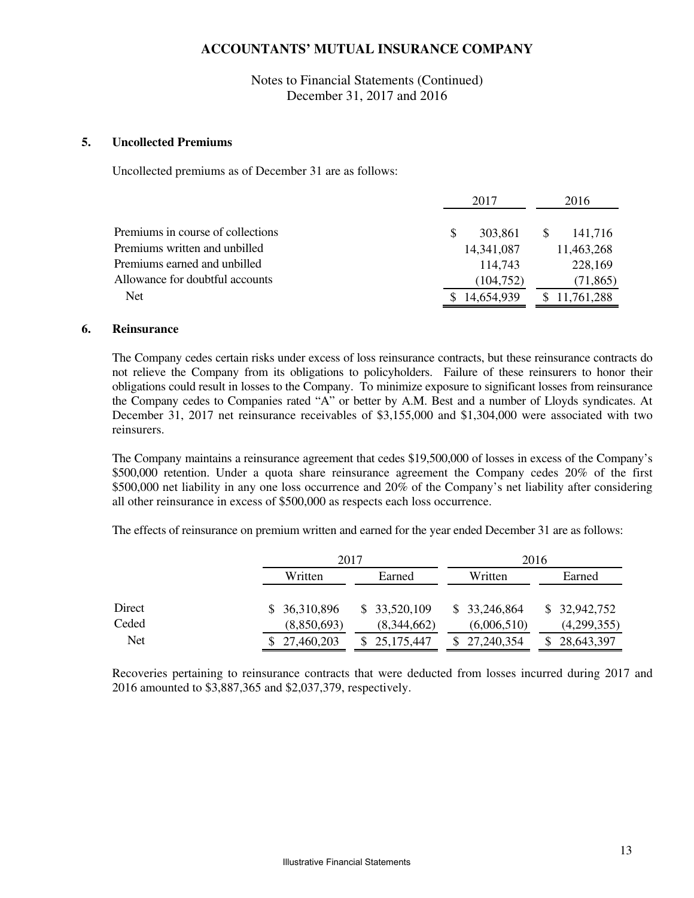# ACCOUNTANTS' MUTUAL INSURANCE COMPANY

Notes to Financial Statements (Continued)
December 31, 2017 and 2016

## 5. Uncollected Premiums

Uncollected premiums as of December 31 are as follows:

| | 2017 | 2016 |
|---|---|---|
| Premiums in course of collections | $ 303,861 | $ 141,716 |
| Premiums written and unbilled | 14,341,087 | 11,463,268 |
| Premiums earned and unbilled | 114,743 | 228,169 |
| Allowance for doubtful accounts | (104,752) | (71,865) |
| Net | $ 14,654,939 | $ 11,761,288 |

## 6. Reinsurance

The Company cedes certain risks under excess of loss reinsurance contracts, but these reinsurance contracts do not relieve the Company from its obligations to policyholders. Failure of these reinsurers to honor their obligations could result in losses to the Company. To minimize exposure to significant losses from reinsurance the Company cedes to Companies rated "A" or better by A.M. Best and a number of Lloyds syndicates. At December 31, 2017 net reinsurance receivables of $3,155,000 and $1,304,000 were associated with two reinsurers.

The Company maintains a reinsurance agreement that cedes $19,500,000 of losses in excess of the Company's $500,000 retention. Under a quota share reinsurance agreement the Company cedes 20% of the first $500,000 net liability in any one loss occurrence and 20% of the Company's net liability after considering all other reinsurance in excess of $500,000 as respects each loss occurrence.

The effects of reinsurance on premium written and earned for the year ended December 31 are as follows:

| | 2017 | | 2016 | |
|---|---|---|---|---|
| | Written | Earned | Written | Earned |
| Direct | $ 36,310,896 | $ 33,520,109 | $ 33,246,864 | $ 32,942,752 |
| Ceded | (8,850,693) | (8,344,662) | (6,006,510) | (4,299,355) |
| Net | $ 27,460,203 | $ 25,175,447 | $ 27,240,354 | $ 28,643,397 |

Recoveries pertaining to reinsurance contracts that were deducted from losses incurred during 2017 and 2016 amounted to $3,887,365 and $2,037,379, respectively.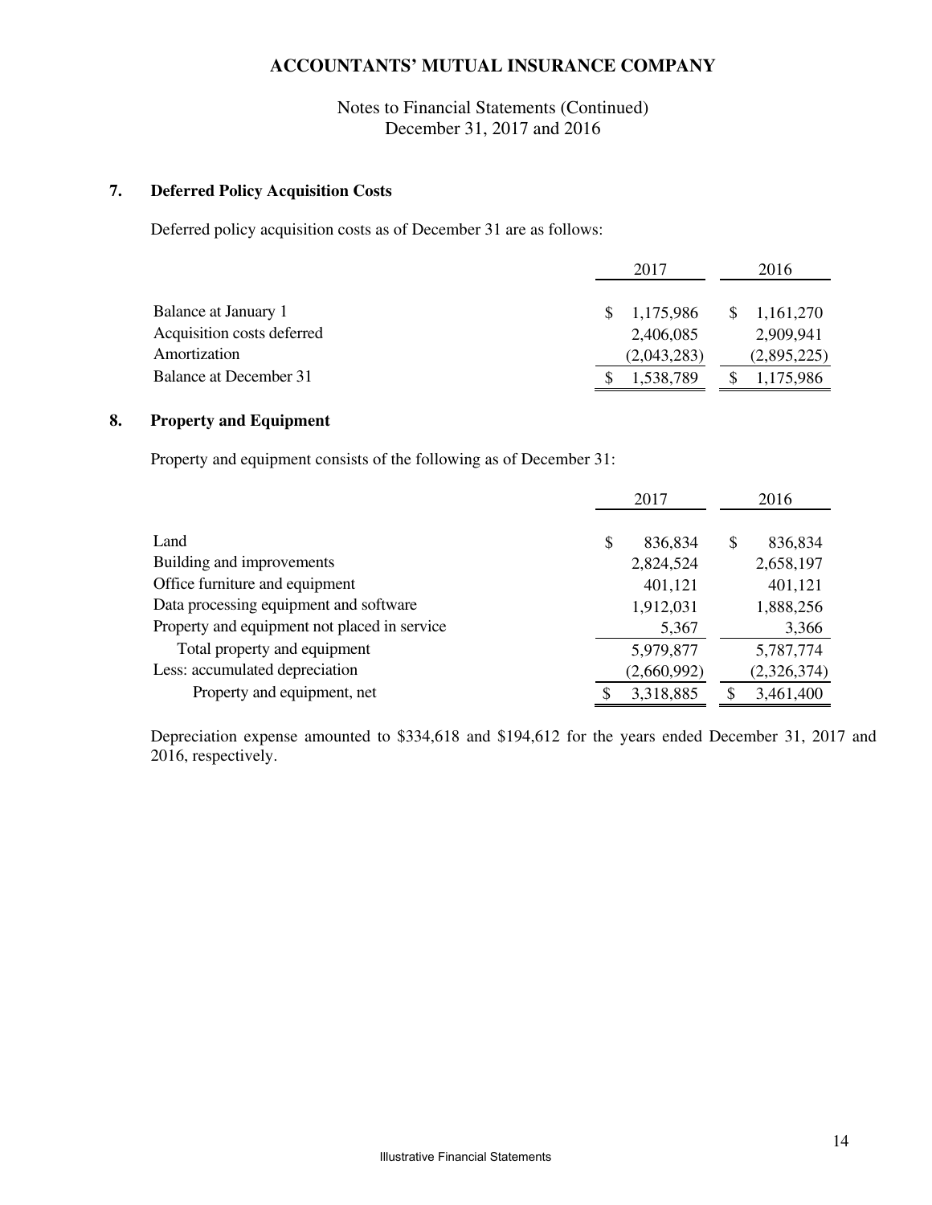## 7. Deferred Policy Acquisition Costs

Deferred policy acquisition costs as of December 31 are as follows:

| | 2017 | 2016 |
|---|---|---|
| Balance at January 1 | $ 1,175,986 | $ 1,161,270 |
| Acquisition costs deferred | 2,406,085 | 2,909,941 |
| Amortization | (2,043,283) | (2,895,225) |
| Balance at December 31 | $ 1,538,789 | $ 1,175,986 |

## 8. Property and Equipment

Property and equipment consists of the following as of December 31:

| | 2017 | 2016 |
|---|---|---|
| Land | $ 836,834 | $ 836,834 |
| Building and improvements | 2,824,524 | 2,658,197 |
| Office furniture and equipment | 401,121 | 401,121 |
| Data processing equipment and software | 1,912,031 | 1,888,256 |
| Property and equipment not placed in service | 5,367 | 3,366 |
| Total property and equipment | 5,979,877 | 5,787,774 |
| Less: accumulated depreciation | (2,660,992) | (2,326,374) |
| Property and equipment, net | $ 3,318,885 | $ 3,461,400 |

Depreciation expense amounted to $334,618 and $194,612 for the years ended December 31, 2017 and 2016, respectively.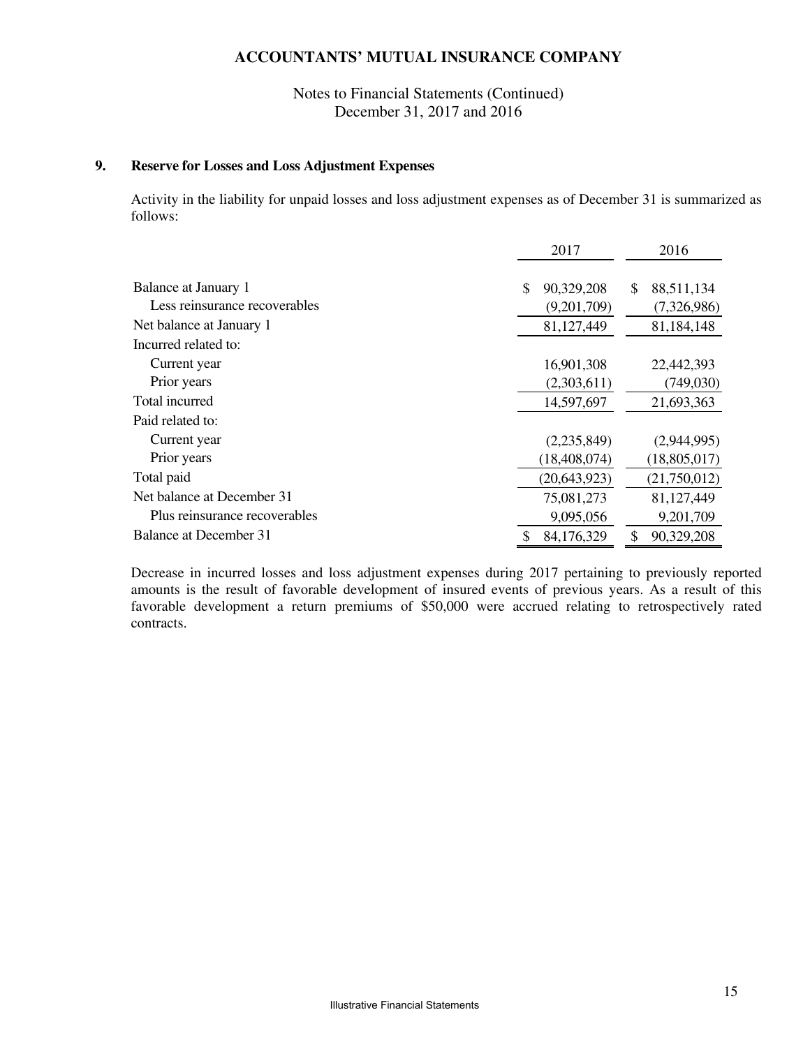# ACCOUNTANTS' MUTUAL INSURANCE COMPANY

Notes to Financial Statements (Continued)
December 31, 2017 and 2016

### 9. Reserve for Losses and Loss Adjustment Expenses

Activity in the liability for unpaid losses and loss adjustment expenses as of December 31 is summarized as follows:

| | 2017 | 2016 |
|---|---|---|
| Balance at January 1 | $ 90,329,208 | $ 88,511,134 |
| Less reinsurance recoverables | (9,201,709) | (7,326,986) |
| Net balance at January 1 | 81,127,449 | 81,184,148 |
| Incurred related to: | | |
| Current year | 16,901,308 | 22,442,393 |
| Prior years | (2,303,611) | (749,030) |
| Total incurred | 14,597,697 | 21,693,363 |
| Paid related to: | | |
| Current year | (2,235,849) | (2,944,995) |
| Prior years | (18,408,074) | (18,805,017) |
| Total paid | (20,643,923) | (21,750,012) |
| Net balance at December 31 | 75,081,273 | 81,127,449 |
| Plus reinsurance recoverables | 9,095,056 | 9,201,709 |
| Balance at December 31 | $ 84,176,329 | $ 90,329,208 |

Decrease in incurred losses and loss adjustment expenses during 2017 pertaining to previously reported amounts is the result of favorable development of insured events of previous years. As a result of this favorable development a return premiums of $50,000 were accrued relating to retrospectively rated contracts.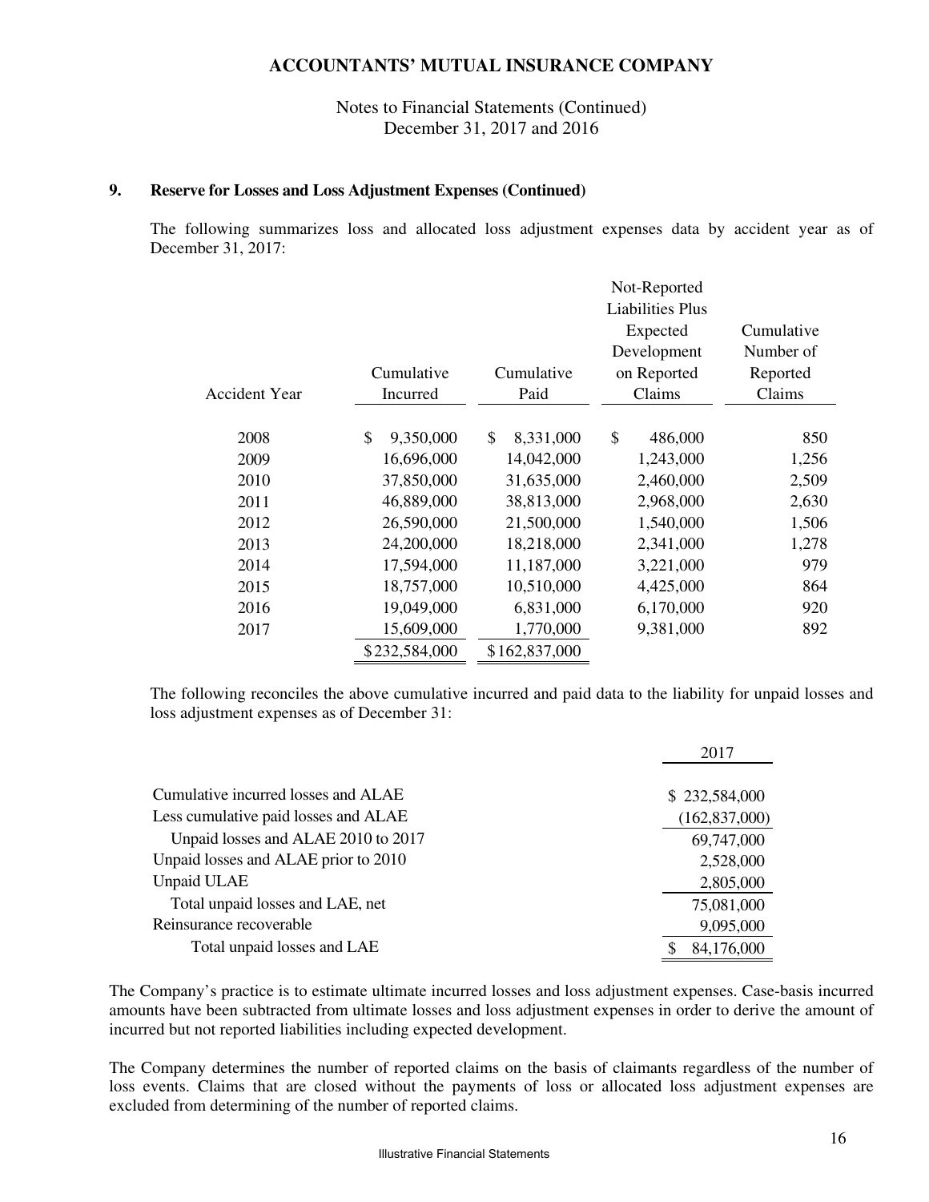### 9. Reserve for Losses and Loss Adjustment Expenses (Continued)

The following summarizes loss and allocated loss adjustment expenses data by accident year as of December 31, 2017:

| Accident Year | Cumulative Incurred | Cumulative Paid | Not-Reported Liabilities Plus Expected Development on Reported Claims | Cumulative Number of Reported Claims |
|---|---|---|---|---|
| 2008 | $ 9,350,000 | $ 8,331,000 | $ 486,000 | 850 |
| 2009 | 16,696,000 | 14,042,000 | 1,243,000 | 1,256 |
| 2010 | 37,850,000 | 31,635,000 | 2,460,000 | 2,509 |
| 2011 | 46,889,000 | 38,813,000 | 2,968,000 | 2,630 |
| 2012 | 26,590,000 | 21,500,000 | 1,540,000 | 1,506 |
| 2013 | 24,200,000 | 18,218,000 | 2,341,000 | 1,278 |
| 2014 | 17,594,000 | 11,187,000 | 3,221,000 | 979 |
| 2015 | 18,757,000 | 10,510,000 | 4,425,000 | 864 |
| 2016 | 19,049,000 | 6,831,000 | 6,170,000 | 920 |
| 2017 | 15,609,000 | 1,770,000 | 9,381,000 | 892 |
| | $232,584,000 | $162,837,000 | | |

The following reconciles the above cumulative incurred and paid data to the liability for unpaid losses and loss adjustment expenses as of December 31:

| | 2017 |
|---|---|
| Cumulative incurred losses and ALAE | $ 232,584,000 |
| Less cumulative paid losses and ALAE | (162,837,000) |
| Unpaid losses and ALAE 2010 to 2017 | 69,747,000 |
| Unpaid losses and ALAE prior to 2010 | 2,528,000 |
| Unpaid ULAE | 2,805,000 |
| Total unpaid losses and LAE, net | 75,081,000 |
| Reinsurance recoverable | 9,095,000 |
| Total unpaid losses and LAE | $ 84,176,000 |

The Company's practice is to estimate ultimate incurred losses and loss adjustment expenses. Case-basis incurred amounts have been subtracted from ultimate losses and loss adjustment expenses in order to derive the amount of incurred but not reported liabilities including expected development.

The Company determines the number of reported claims on the basis of claimants regardless of the number of loss events. Claims that are closed without the payments of loss or allocated loss adjustment expenses are excluded from determining of the number of reported claims.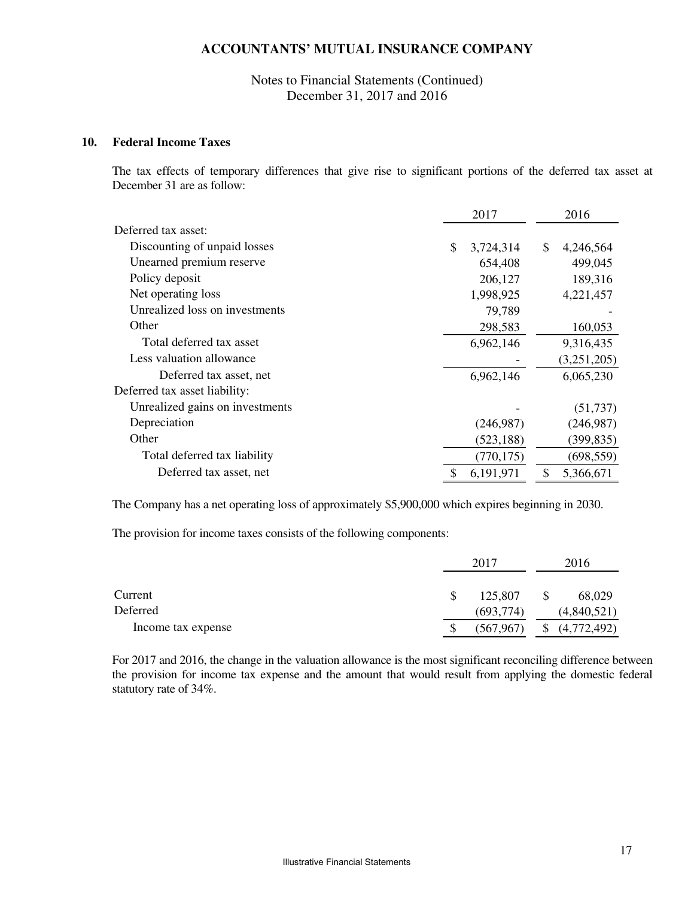## 10. Federal Income Taxes

The tax effects of temporary differences that give rise to significant portions of the deferred tax asset at December 31 are as follow:

| | 2017 | 2016 |
|---|---|---|
| Deferred tax asset: | | |
| Discounting of unpaid losses | $ 3,724,314 | $ 4,246,564 |
| Unearned premium reserve | 654,408 | 499,045 |
| Policy deposit | 206,127 | 189,316 |
| Net operating loss | 1,998,925 | 4,221,457 |
| Unrealized loss on investments | 79,789 | - |
| Other | 298,583 | 160,053 |
| Total deferred tax asset | 6,962,146 | 9,316,435 |
| Less valuation allowance | - | (3,251,205) |
| Deferred tax asset, net | 6,962,146 | 6,065,230 |
| Deferred tax asset liability: | | |
| Unrealized gains on investments | - | (51,737) |
| Depreciation | (246,987) | (246,987) |
| Other | (523,188) | (399,835) |
| Total deferred tax liability | (770,175) | (698,559) |
| Deferred tax asset, net | $ 6,191,971 | $ 5,366,671 |

The Company has a net operating loss of approximately $5,900,000 which expires beginning in 2030.

The provision for income taxes consists of the following components:

| | 2017 | 2016 |
|---|---|---|
| Current | $ 125,807 | $ 68,029 |
| Deferred | (693,774) | (4,840,521) |
| Income tax expense | $ (567,967) | $ (4,772,492) |

For 2017 and 2016, the change in the valuation allowance is the most significant reconciling difference between the provision for income tax expense and the amount that would result from applying the domestic federal statutory rate of 34%.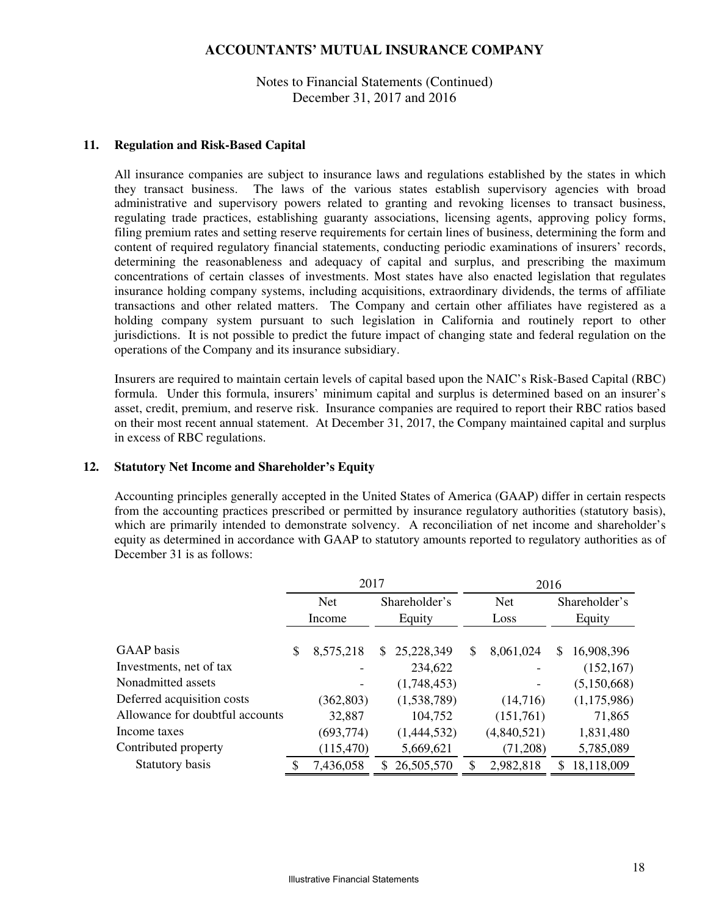## 11. Regulation and Risk-Based Capital

All insurance companies are subject to insurance laws and regulations established by the states in which they transact business. The laws of the various states establish supervisory agencies with broad administrative and supervisory powers related to granting and revoking licenses to transact business, regulating trade practices, establishing guaranty associations, licensing agents, approving policy forms, filing premium rates and setting reserve requirements for certain lines of business, determining the form and content of required regulatory financial statements, conducting periodic examinations of insurers' records, determining the reasonableness and adequacy of capital and surplus, and prescribing the maximum concentrations of certain classes of investments. Most states have also enacted legislation that regulates insurance holding company systems, including acquisitions, extraordinary dividends, the terms of affiliate transactions and other related matters. The Company and certain other affiliates have registered as a holding company system pursuant to such legislation in California and routinely report to other jurisdictions. It is not possible to predict the future impact of changing state and federal regulation on the operations of the Company and its insurance subsidiary.

Insurers are required to maintain certain levels of capital based upon the NAIC's Risk-Based Capital (RBC) formula. Under this formula, insurers' minimum capital and surplus is determined based on an insurer's asset, credit, premium, and reserve risk. Insurance companies are required to report their RBC ratios based on their most recent annual statement. At December 31, 2017, the Company maintained capital and surplus in excess of RBC regulations.

## 12. Statutory Net Income and Shareholder's Equity

Accounting principles generally accepted in the United States of America (GAAP) differ in certain respects from the accounting practices prescribed or permitted by insurance regulatory authorities (statutory basis), which are primarily intended to demonstrate solvency. A reconciliation of net income and shareholder's equity as determined in accordance with GAAP to statutory amounts reported to regulatory authorities as of December 31 is as follows:

| | 2017 | | 2016 | |
|---|---|---|---|---|
| | Net Income | Shareholder's Equity | Net Loss | Shareholder's Equity |
| GAAP basis | $ 8,575,218 | $ 25,228,349 | $ 8,061,024 | $ 16,908,396 |
| Investments, net of tax | - | 234,622 | - | (152,167) |
| Nonadmitted assets | - | (1,748,453) | - | (5,150,668) |
| Deferred acquisition costs | (362,803) | (1,538,789) | (14,716) | (1,175,986) |
| Allowance for doubtful accounts | 32,887 | 104,752 | (151,761) | 71,865 |
| Income taxes | (693,774) | (1,444,532) | (4,840,521) | 1,831,480 |
| Contributed property | (115,470) | 5,669,621 | (71,208) | 5,785,089 |
| Statutory basis | $ 7,436,058 | $ 26,505,570 | $ 2,982,818 | $ 18,118,009 |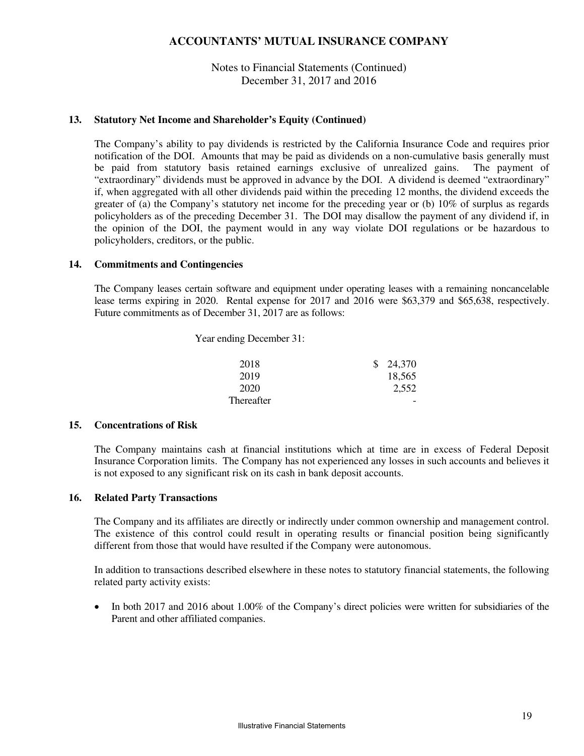## 13. Statutory Net Income and Shareholder's Equity (Continued)

The Company's ability to pay dividends is restricted by the California Insurance Code and requires prior notification of the DOI. Amounts that may be paid as dividends on a non-cumulative basis generally must be paid from statutory basis retained earnings exclusive of unrealized gains. The payment of "extraordinary" dividends must be approved in advance by the DOI. A dividend is deemed "extraordinary" if, when aggregated with all other dividends paid within the preceding 12 months, the dividend exceeds the greater of (a) the Company's statutory net income for the preceding year or (b) 10% of surplus as regards policyholders as of the preceding December 31. The DOI may disallow the payment of any dividend if, in the opinion of the DOI, the payment would in any way violate DOI regulations or be hazardous to policyholders, creditors, or the public.

## 14. Commitments and Contingencies

The Company leases certain software and equipment under operating leases with a remaining noncancelable lease terms expiring in 2020. Rental expense for 2017 and 2016 were $63,379 and $65,638, respectively. Future commitments as of December 31, 2017 are as follows:

| Year ending December 31: | |
|---|---|
| 2018 | $ 24,370 |
| 2019 | 18,565 |
| 2020 | 2,552 |
| Thereafter | - |

## 15. Concentrations of Risk

The Company maintains cash at financial institutions which at time are in excess of Federal Deposit Insurance Corporation limits. The Company has not experienced any losses in such accounts and believes it is not exposed to any significant risk on its cash in bank deposit accounts.

## 16. Related Party Transactions

The Company and its affiliates are directly or indirectly under common ownership and management control. The existence of this control could result in operating results or financial position being significantly different from those that would have resulted if the Company were autonomous.

In addition to transactions described elsewhere in these notes to statutory financial statements, the following related party activity exists:

- In both 2017 and 2016 about 1.00% of the Company's direct policies were written for subsidiaries of the Parent and other affiliated companies.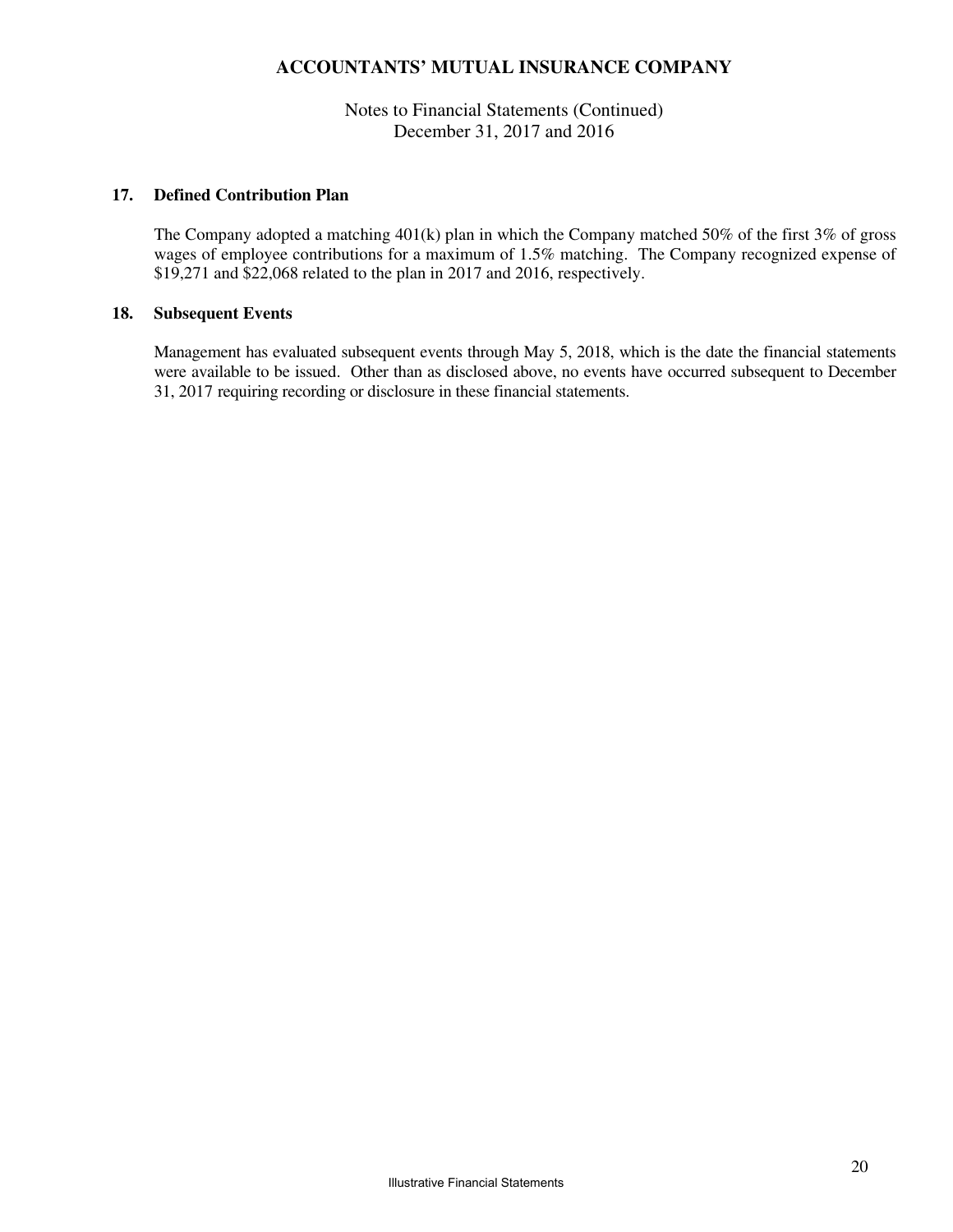## 17. Defined Contribution Plan

The Company adopted a matching 401(k) plan in which the Company matched 50% of the first 3% of gross wages of employee contributions for a maximum of 1.5% matching. The Company recognized expense of $19,271 and $22,068 related to the plan in 2017 and 2016, respectively.

## 18. Subsequent Events

Management has evaluated subsequent events through May 5, 2018, which is the date the financial statements were available to be issued. Other than as disclosed above, no events have occurred subsequent to December 31, 2017 requiring recording or disclosure in these financial statements.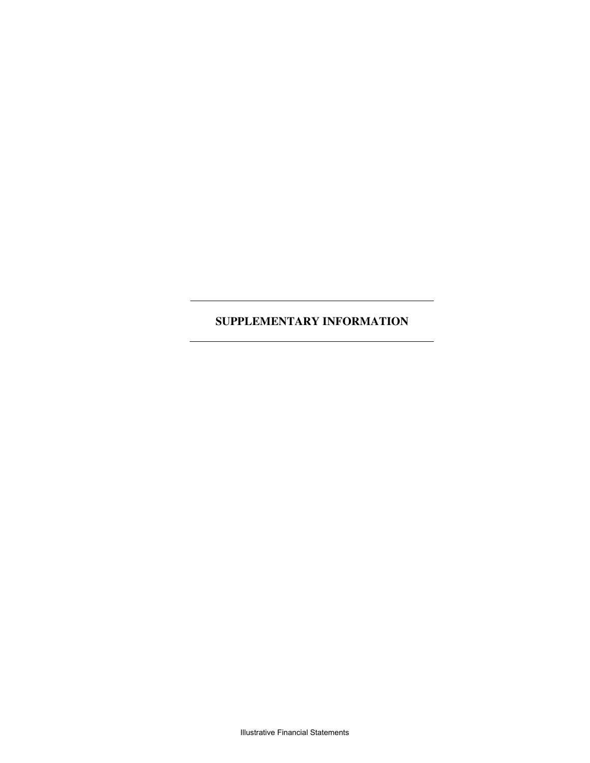# SUPPLEMENTARY INFORMATION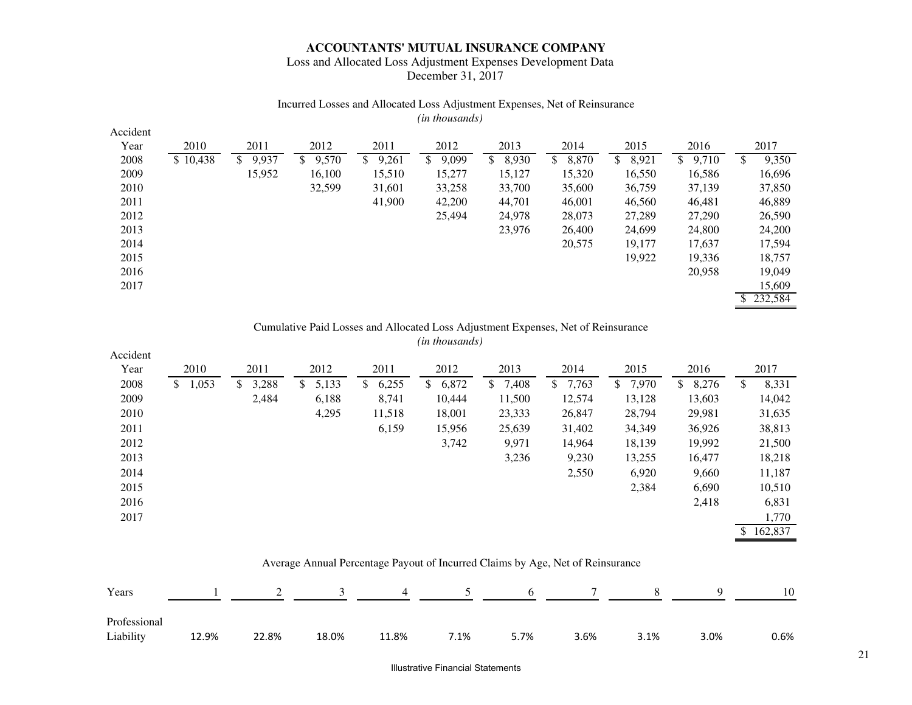**ACCOUNTANTS' MUTUAL INSURANCE COMPANY**

Loss and Allocated Loss Adjustment Expenses Development Data

December 31, 2017

Incurred Losses and Allocated Loss Adjustment Expenses, Net of Reinsurance

*(in thousands)*

| Accident Year | 2010 | 2011 | 2012 | 2011 | 2012 | 2013 | 2014 | 2015 | 2016 | 2017 |
|---|---|---|---|---|---|---|---|---|---|---|
| 2008 | $ 10,438 | $ 9,937 | $ 9,570 | $ 9,261 | $ 9,099 | $ 8,930 | $ 8,870 | $ 8,921 | $ 9,710 | $ 9,350 |
| 2009 | | 15,952 | 16,100 | 15,510 | 15,277 | 15,127 | 15,320 | 16,550 | 16,586 | 16,696 |
| 2010 | | | 32,599 | 31,601 | 33,258 | 33,700 | 35,600 | 36,759 | 37,139 | 37,850 |
| 2011 | | | | 41,900 | 42,200 | 44,701 | 46,001 | 46,560 | 46,481 | 46,889 |
| 2012 | | | | | 25,494 | 24,978 | 28,073 | 27,289 | 27,290 | 26,590 |
| 2013 | | | | | | 23,976 | 26,400 | 24,699 | 24,800 | 24,200 |
| 2014 | | | | | | | 20,575 | 19,177 | 17,637 | 17,594 |
| 2015 | | | | | | | | 19,922 | 19,336 | 18,757 |
| 2016 | | | | | | | | | 20,958 | 19,049 |
| 2017 | | | | | | | | | | 15,609 |
| | | | | | | | | | | $ 232,584 |

Cumulative Paid Losses and Allocated Loss Adjustment Expenses, Net of Reinsurance

*(in thousands)*

| Accident Year | 2010 | 2011 | 2012 | 2011 | 2012 | 2013 | 2014 | 2015 | 2016 | 2017 |
|---|---|---|---|---|---|---|---|---|---|---|
| 2008 | $ 1,053 | $ 3,288 | $ 5,133 | $ 6,255 | $ 6,872 | $ 7,408 | $ 7,763 | $ 7,970 | $ 8,276 | $ 8,331 |
| 2009 | | 2,484 | 6,188 | 8,741 | 10,444 | 11,500 | 12,574 | 13,128 | 13,603 | 14,042 |
| 2010 | | | 4,295 | 11,518 | 18,001 | 23,333 | 26,847 | 28,794 | 29,981 | 31,635 |
| 2011 | | | | 6,159 | 15,956 | 25,639 | 31,402 | 34,349 | 36,926 | 38,813 |
| 2012 | | | | | 3,742 | 9,971 | 14,964 | 18,139 | 19,992 | 21,500 |
| 2013 | | | | | | 3,236 | 9,230 | 13,255 | 16,477 | 18,218 |
| 2014 | | | | | | | 2,550 | 6,920 | 9,660 | 11,187 |
| 2015 | | | | | | | | 2,384 | 6,690 | 10,510 |
| 2016 | | | | | | | | | 2,418 | 6,831 |
| 2017 | | | | | | | | | | 1,770 |
| | | | | | | | | | | $ 162,837 |

Average Annual Percentage Payout of Incurred Claims by Age, Net of Reinsurance

| Years | 1 | 2 | 3 | 4 | 5 | 6 | 7 | 8 | 9 | 10 |
|---|---|---|---|---|---|---|---|---|---|---|
| Professional Liability | 12.9% | 22.8% | 18.0% | 11.8% | 7.1% | 5.7% | 3.6% | 3.1% | 3.0% | 0.6% |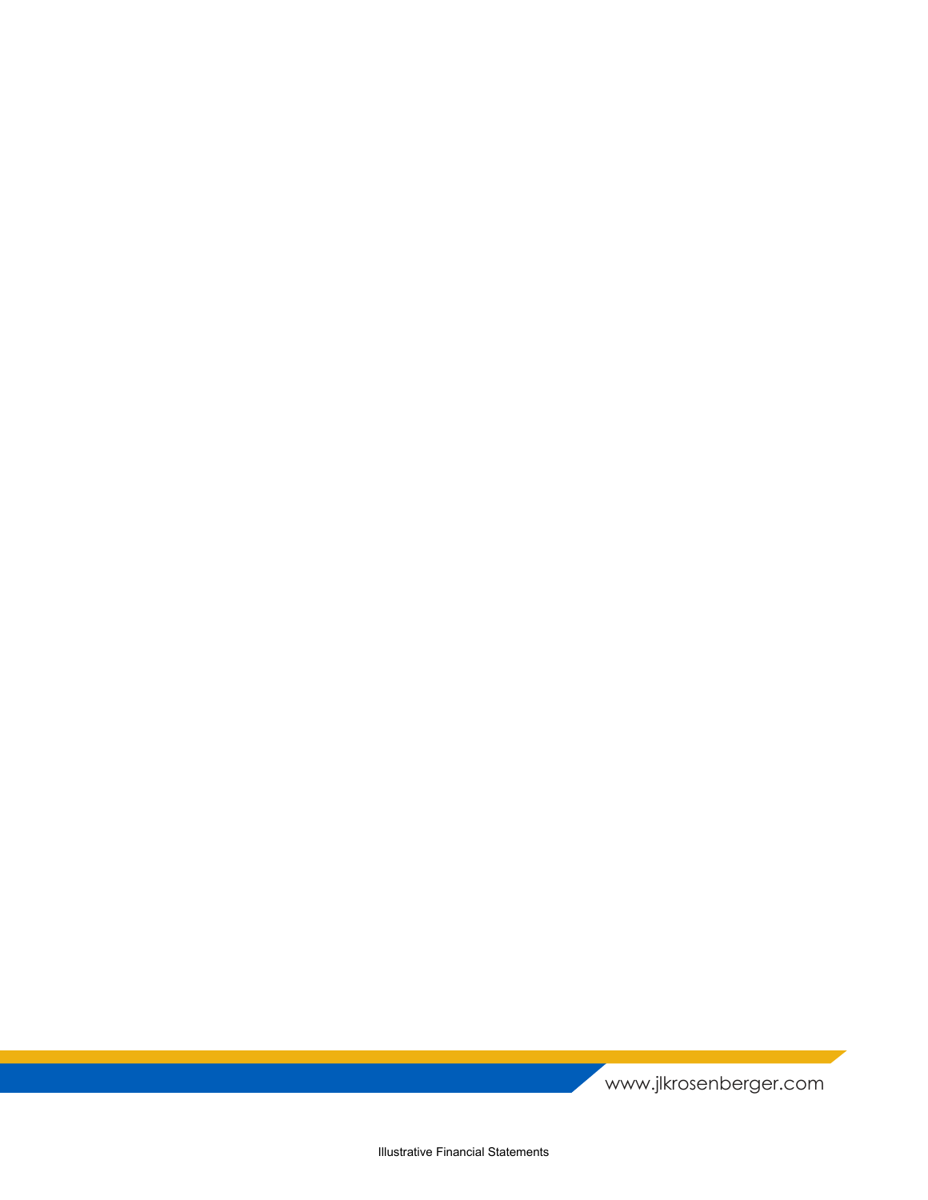www.jlkrosenberger.com